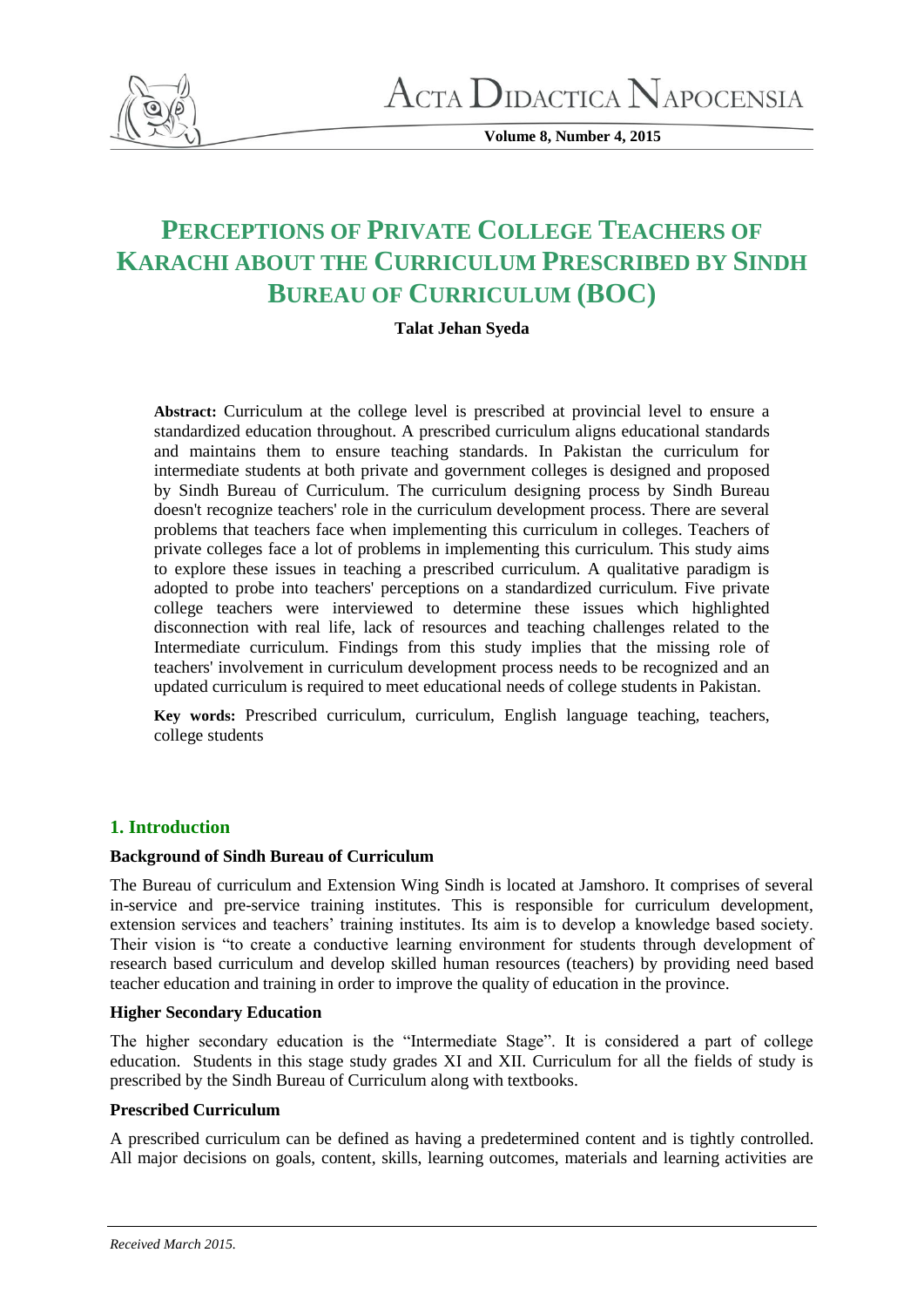# PERCEPTIONS OF PRIVATE COLLEGE TEACHERS OF KARACHI ABOUT THE CURRICULUM PRESCRIBED BY SINDH BUREAU OF CURRICULUM (BOC)

**Talat Jehan Syeda**

**Abstract:** Curriculum at the college level is prescribed at provincial level to ensure a standardized education throughout. A prescribed curriculum aligns educational standards and maintains them to ensure teaching standards. In Pakistan the curriculum for intermediate students at both private and government colleges is designed and proposed by Sindh Bureau of Curriculum. The curriculum designing process by Sindh Bureau doesn't recognize teachers' role in the curriculum development process. There are several problems that teachers face when implementing this curriculum in colleges. Teachers of private colleges face a lot of problems in implementing this curriculum. This study aims to explore these issues in teaching a prescribed curriculum. A qualitative paradigm is adopted to probe into teachers' perceptions on a standardized curriculum. Five private college teachers were interviewed to determine these issues which highlighted disconnection with real life, lack of resources and teaching challenges related to the Intermediate curriculum. Findings from this study implies that the missing role of teachers' involvement in curriculum development process needs to be recognized and an updated curriculum is required to meet educational needs of college students in Pakistan.

**Key words:** Prescribed curriculum, curriculum, English language teaching, teachers, college students

## 1. Introduction

### Background of Sindh Bureau of Curriculum

The Bureau of curriculum and Extension Wing Sindh is located at Jamshoro. It comprises of several in-service and pre-service training institutes. This is responsible for curriculum development, extension services and teachers' training institutes. Its aim is to develop a knowledge based society. Their vision is "to create a conductive learning environment for students through development of research based curriculum and develop skilled human resources (teachers) by providing need based teacher education and training in order to improve the quality of education in the province.

### Higher Secondary Education

The higher secondary education is the "Intermediate Stage". It is considered a part of college education. Students in this stage study grades XI and XII. Curriculum for all the fields of study is prescribed by the Sindh Bureau of Curriculum along with textbooks.

### Prescribed Curriculum

A prescribed curriculum can be defined as having a predetermined content and is tightly controlled. All major decisions on goals, content, skills, learning outcomes, materials and learning activities are

*Received March 2015.*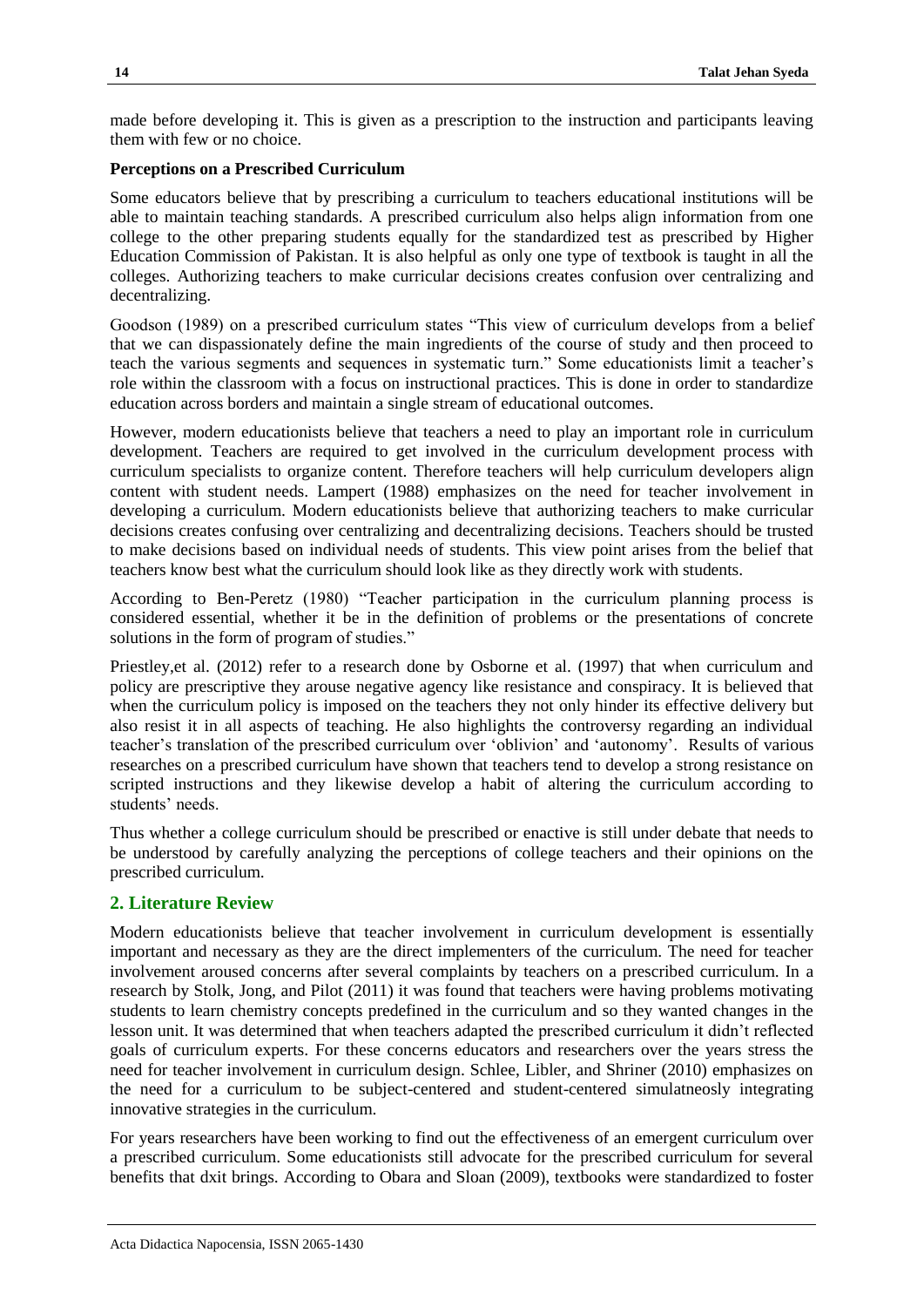made before developing it. This is given as a prescription to the instruction and participants leaving them with few or no choice.

**Perceptions on a Prescribed Curriculum**

Some educators believe that by prescribing a curriculum to teachers educational institutions will be able to maintain teaching standards. A prescribed curriculum also helps align information from one college to the other preparing students equally for the standardized test as prescribed by Higher Education Commission of Pakistan. It is also helpful as only one type of textbook is taught in all the colleges. Authorizing teachers to make curricular decisions creates confusion over centralizing and decentralizing.

Goodson (1989) on a prescribed curriculum states "This view of curriculum develops from a belief that we can dispassionately define the main ingredients of the course of study and then proceed to teach the various segments and sequences in systematic turn." Some educationists limit a teacher's role within the classroom with a focus on instructional practices. This is done in order to standardize education across borders and maintain a single stream of educational outcomes.

However, modern educationists believe that teachers a need to play an important role in curriculum development. Teachers are required to get involved in the curriculum development process with curriculum specialists to organize content. Therefore teachers will help curriculum developers align content with student needs. Lampert (1988) emphasizes on the need for teacher involvement in developing a curriculum. Modern educationists believe that authorizing teachers to make curricular decisions creates confusing over centralizing and decentralizing decisions. Teachers should be trusted to make decisions based on individual needs of students. This view point arises from the belief that teachers know best what the curriculum should look like as they directly work with students.

According to Ben-Peretz (1980) "Teacher participation in the curriculum planning process is considered essential, whether it be in the definition of problems or the presentations of concrete solutions in the form of program of studies."

Priestley,et al. (2012) refer to a research done by Osborne et al. (1997) that when curriculum and policy are prescriptive they arouse negative agency like resistance and conspiracy. It is believed that when the curriculum policy is imposed on the teachers they not only hinder its effective delivery but also resist it in all aspects of teaching. He also highlights the controversy regarding an individual teacher's translation of the prescribed curriculum over 'oblivion' and 'autonomy'. Results of various researches on a prescribed curriculum have shown that teachers tend to develop a strong resistance on scripted instructions and they likewise develop a habit of altering the curriculum according to students' needs.

Thus whether a college curriculum should be prescribed or enactive is still under debate that needs to be understood by carefully analyzing the perceptions of college teachers and their opinions on the prescribed curriculum.

## 2. Literature Review

Modern educationists believe that teacher involvement in curriculum development is essentially important and necessary as they are the direct implementers of the curriculum. The need for teacher involvement aroused concerns after several complaints by teachers on a prescribed curriculum. In a research by Stolk, Jong, and Pilot (2011) it was found that teachers were having problems motivating students to learn chemistry concepts predefined in the curriculum and so they wanted changes in the lesson unit. It was determined that when teachers adapted the prescribed curriculum it didn't reflected goals of curriculum experts. For these concerns educators and researchers over the years stress the need for teacher involvement in curriculum design. Schlee, Libler, and Shriner (2010) emphasizes on the need for a curriculum to be subject-centered and student-centered simulatneosly integrating innovative strategies in the curriculum.

For years researchers have been working to find out the effectiveness of an emergent curriculum over a prescribed curriculum. Some educationists still advocate for the prescribed curriculum for several benefits that dxit brings. According to Obara and Sloan (2009), textbooks were standardized to foster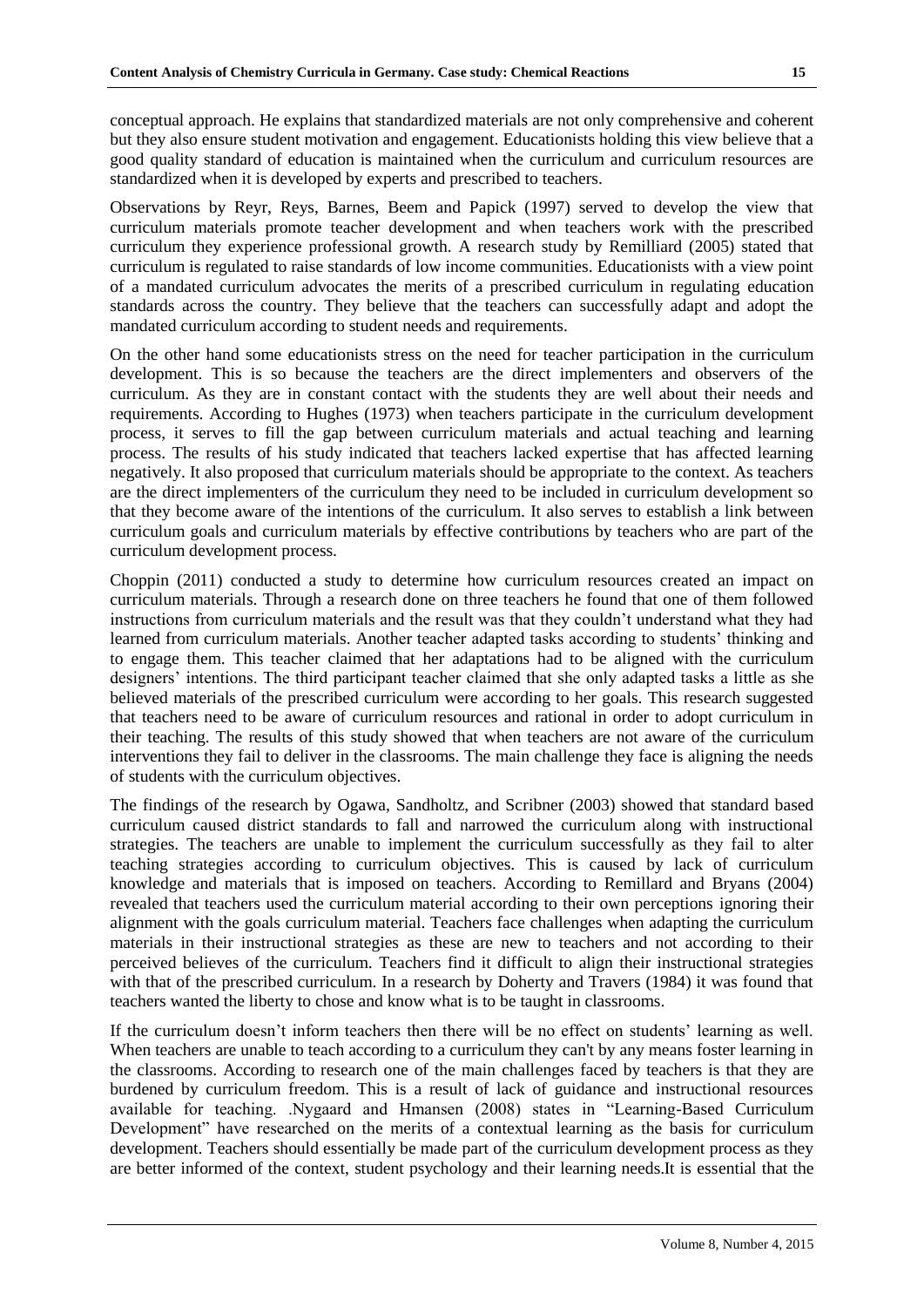conceptual approach. He explains that standardized materials are not only comprehensive and coherent but they also ensure student motivation and engagement. Educationists holding this view believe that a good quality standard of education is maintained when the curriculum and curriculum resources are standardized when it is developed by experts and prescribed to teachers.

Observations by Reyr, Reys, Barnes, Beem and Papick (1997) served to develop the view that curriculum materials promote teacher development and when teachers work with the prescribed curriculum they experience professional growth. A research study by Remilliard (2005) stated that curriculum is regulated to raise standards of low income communities. Educationists with a view point of a mandated curriculum advocates the merits of a prescribed curriculum in regulating education standards across the country. They believe that the teachers can successfully adapt and adopt the mandated curriculum according to student needs and requirements.

On the other hand some educationists stress on the need for teacher participation in the curriculum development. This is so because the teachers are the direct implementers and observers of the curriculum. As they are in constant contact with the students they are well about their needs and requirements. According to Hughes (1973) when teachers participate in the curriculum development process, it serves to fill the gap between curriculum materials and actual teaching and learning process. The results of his study indicated that teachers lacked expertise that has affected learning negatively. It also proposed that curriculum materials should be appropriate to the context. As teachers are the direct implementers of the curriculum they need to be included in curriculum development so that they become aware of the intentions of the curriculum. It also serves to establish a link between curriculum goals and curriculum materials by effective contributions by teachers who are part of the curriculum development process.

Choppin (2011) conducted a study to determine how curriculum resources created an impact on curriculum materials. Through a research done on three teachers he found that one of them followed instructions from curriculum materials and the result was that they couldn't understand what they had learned from curriculum materials. Another teacher adapted tasks according to students' thinking and to engage them. This teacher claimed that her adaptations had to be aligned with the curriculum designers' intentions. The third participant teacher claimed that she only adapted tasks a little as she believed materials of the prescribed curriculum were according to her goals. This research suggested that teachers need to be aware of curriculum resources and rational in order to adopt curriculum in their teaching. The results of this study showed that when teachers are not aware of the curriculum interventions they fail to deliver in the classrooms. The main challenge they face is aligning the needs of students with the curriculum objectives.

The findings of the research by Ogawa, Sandholtz, and Scribner (2003) showed that standard based curriculum caused district standards to fall and narrowed the curriculum along with instructional strategies. The teachers are unable to implement the curriculum successfully as they fail to alter teaching strategies according to curriculum objectives. This is caused by lack of curriculum knowledge and materials that is imposed on teachers. According to Remillard and Bryans (2004) revealed that teachers used the curriculum material according to their own perceptions ignoring their alignment with the goals curriculum material. Teachers face challenges when adapting the curriculum materials in their instructional strategies as these are new to teachers and not according to their perceived believes of the curriculum. Teachers find it difficult to align their instructional strategies with that of the prescribed curriculum. In a research by Doherty and Travers (1984) it was found that teachers wanted the liberty to chose and know what is to be taught in classrooms.

If the curriculum doesn't inform teachers then there will be no effect on students' learning as well. When teachers are unable to teach according to a curriculum they can't by any means foster learning in the classrooms. According to research one of the main challenges faced by teachers is that they are burdened by curriculum freedom. This is a result of lack of guidance and instructional resources available for teaching. .Nygaard and Hmansen (2008) states in "Learning-Based Curriculum Development" have researched on the merits of a contextual learning as the basis for curriculum development. Teachers should essentially be made part of the curriculum development process as they are better informed of the context, student psychology and their learning needs.It is essential that the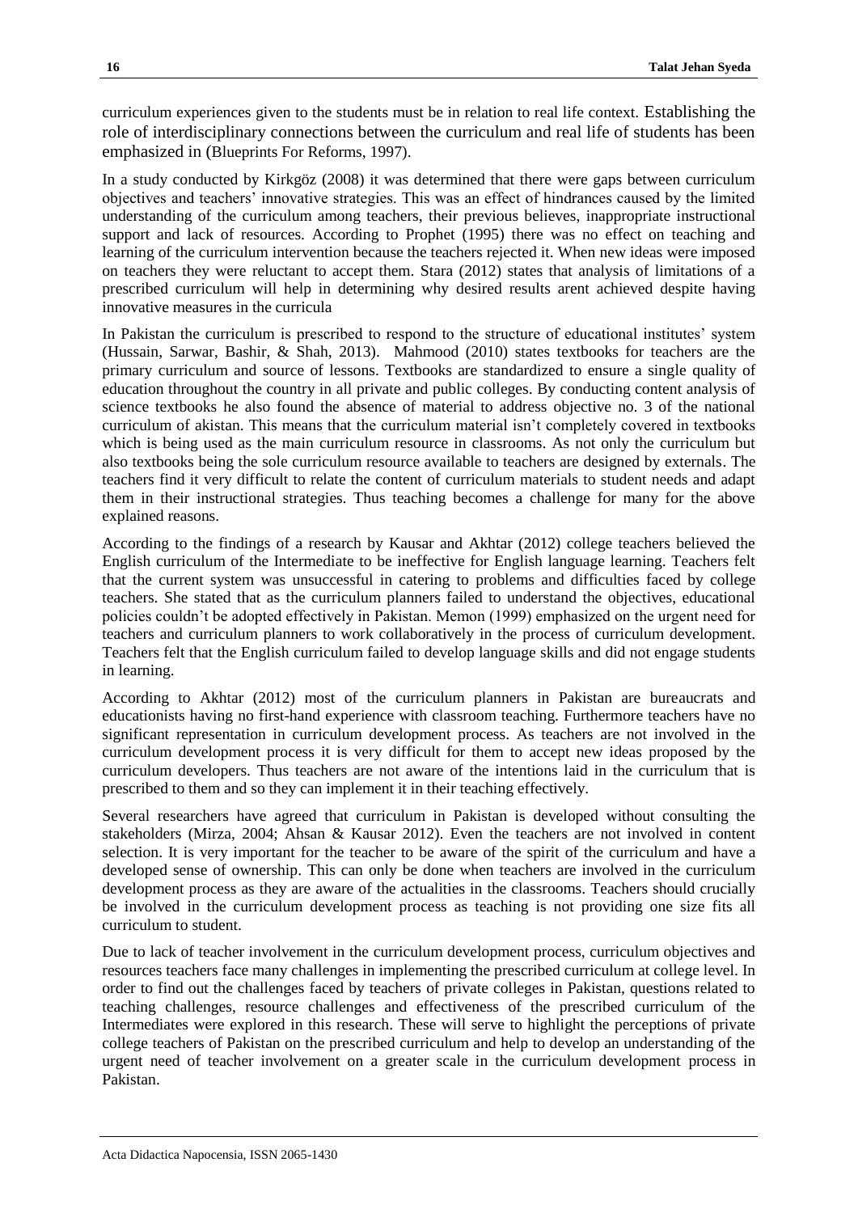curriculum experiences given to the students must be in relation to real life context. Establishing the role of interdisciplinary connections between the curriculum and real life of students has been emphasized in (Blueprints For Reforms, 1997).

In a study conducted by Kirkgöz (2008) it was determined that there were gaps between curriculum objectives and teachers' innovative strategies. This was an effect of hindrances caused by the limited understanding of the curriculum among teachers, their previous believes, inappropriate instructional support and lack of resources. According to Prophet (1995) there was no effect on teaching and learning of the curriculum intervention because the teachers rejected it. When new ideas were imposed on teachers they were reluctant to accept them. Stara (2012) states that analysis of limitations of a prescribed curriculum will help in determining why desired results arent achieved despite having innovative measures in the curricula

In Pakistan the curriculum is prescribed to respond to the structure of educational institutes' system (Hussain, Sarwar, Bashir, & Shah, 2013). Mahmood (2010) states textbooks for teachers are the primary curriculum and source of lessons. Textbooks are standardized to ensure a single quality of education throughout the country in all private and public colleges. By conducting content analysis of science textbooks he also found the absence of material to address objective no. 3 of the national curriculum of akistan. This means that the curriculum material isn't completely covered in textbooks which is being used as the main curriculum resource in classrooms. As not only the curriculum but also textbooks being the sole curriculum resource available to teachers are designed by externals. The teachers find it very difficult to relate the content of curriculum materials to student needs and adapt them in their instructional strategies. Thus teaching becomes a challenge for many for the above explained reasons.

According to the findings of a research by Kausar and Akhtar (2012) college teachers believed the English curriculum of the Intermediate to be ineffective for English language learning. Teachers felt that the current system was unsuccessful in catering to problems and difficulties faced by college teachers. She stated that as the curriculum planners failed to understand the objectives, educational policies couldn't be adopted effectively in Pakistan. Memon (1999) emphasized on the urgent need for teachers and curriculum planners to work collaboratively in the process of curriculum development. Teachers felt that the English curriculum failed to develop language skills and did not engage students in learning.

According to Akhtar (2012) most of the curriculum planners in Pakistan are bureaucrats and educationists having no first-hand experience with classroom teaching. Furthermore teachers have no significant representation in curriculum development process. As teachers are not involved in the curriculum development process it is very difficult for them to accept new ideas proposed by the curriculum developers. Thus teachers are not aware of the intentions laid in the curriculum that is prescribed to them and so they can implement it in their teaching effectively.

Several researchers have agreed that curriculum in Pakistan is developed without consulting the stakeholders (Mirza, 2004; Ahsan & Kausar 2012). Even the teachers are not involved in content selection. It is very important for the teacher to be aware of the spirit of the curriculum and have a developed sense of ownership. This can only be done when teachers are involved in the curriculum development process as they are aware of the actualities in the classrooms. Teachers should crucially be involved in the curriculum development process as teaching is not providing one size fits all curriculum to student.

Due to lack of teacher involvement in the curriculum development process, curriculum objectives and resources teachers face many challenges in implementing the prescribed curriculum at college level. In order to find out the challenges faced by teachers of private colleges in Pakistan, questions related to teaching challenges, resource challenges and effectiveness of the prescribed curriculum of the Intermediates were explored in this research. These will serve to highlight the perceptions of private college teachers of Pakistan on the prescribed curriculum and help to develop an understanding of the urgent need of teacher involvement on a greater scale in the curriculum development process in Pakistan.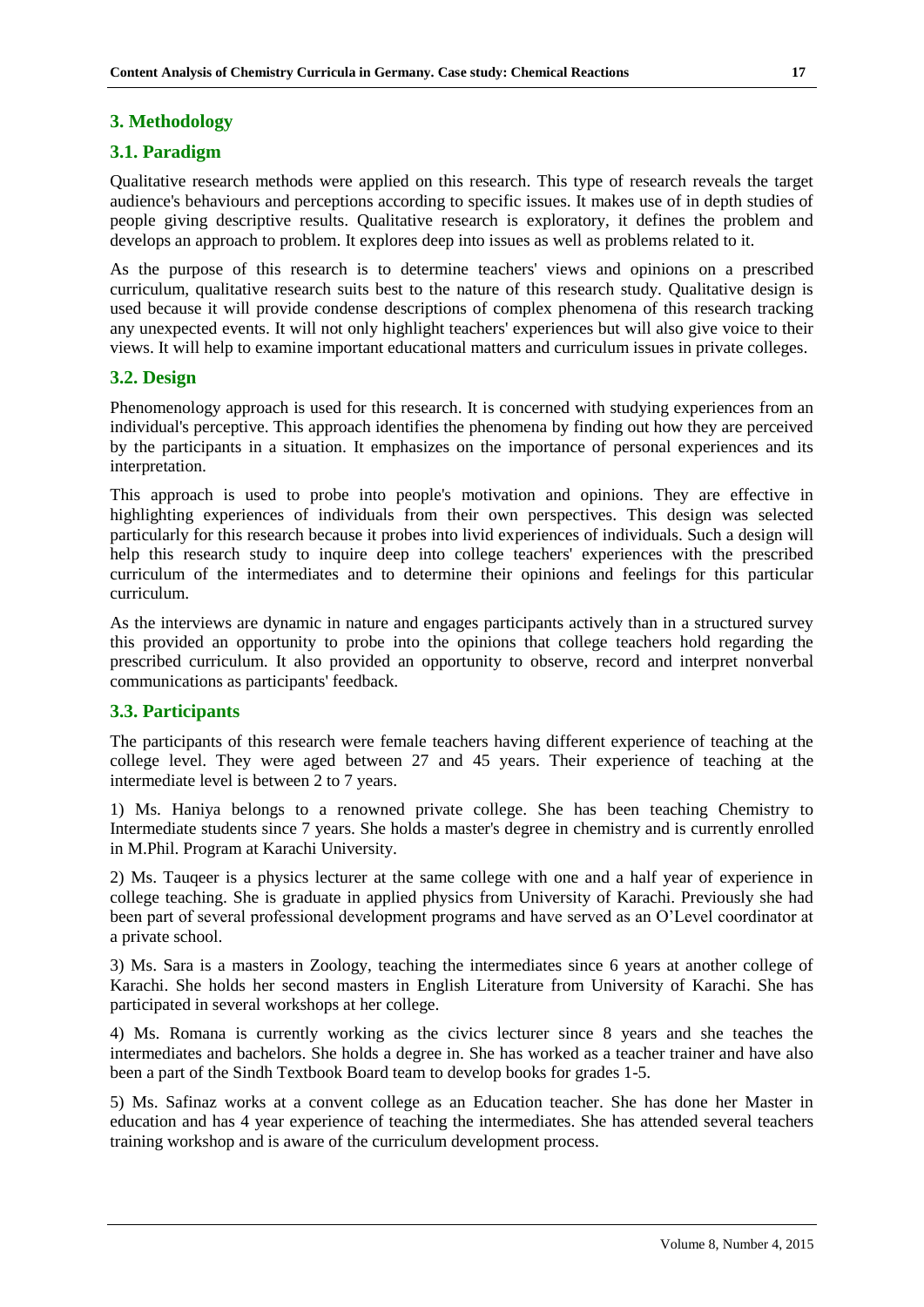## 3. Methodology

### 3.1. Paradigm

Qualitative research methods were applied on this research. This type of research reveals the target audience's behaviours and perceptions according to specific issues. It makes use of in depth studies of people giving descriptive results. Qualitative research is exploratory, it defines the problem and develops an approach to problem. It explores deep into issues as well as problems related to it.

As the purpose of this research is to determine teachers' views and opinions on a prescribed curriculum, qualitative research suits best to the nature of this research study. Qualitative design is used because it will provide condense descriptions of complex phenomena of this research tracking any unexpected events. It will not only highlight teachers' experiences but will also give voice to their views. It will help to examine important educational matters and curriculum issues in private colleges.

### 3.2. Design

Phenomenology approach is used for this research. It is concerned with studying experiences from an individual's perceptive. This approach identifies the phenomena by finding out how they are perceived by the participants in a situation. It emphasizes on the importance of personal experiences and its interpretation.

This approach is used to probe into people's motivation and opinions. They are effective in highlighting experiences of individuals from their own perspectives. This design was selected particularly for this research because it probes into livid experiences of individuals. Such a design will help this research study to inquire deep into college teachers' experiences with the prescribed curriculum of the intermediates and to determine their opinions and feelings for this particular curriculum.

As the interviews are dynamic in nature and engages participants actively than in a structured survey this provided an opportunity to probe into the opinions that college teachers hold regarding the prescribed curriculum. It also provided an opportunity to observe, record and interpret nonverbal communications as participants' feedback.

### 3.3. Participants

The participants of this research were female teachers having different experience of teaching at the college level. They were aged between 27 and 45 years. Their experience of teaching at the intermediate level is between 2 to 7 years.

1) Ms. Haniya belongs to a renowned private college. She has been teaching Chemistry to Intermediate students since 7 years. She holds a master's degree in chemistry and is currently enrolled in M.Phil. Program at Karachi University.

2) Ms. Tauqeer is a physics lecturer at the same college with one and a half year of experience in college teaching. She is graduate in applied physics from University of Karachi. Previously she had been part of several professional development programs and have served as an O'Level coordinator at a private school.

3) Ms. Sara is a masters in Zoology, teaching the intermediates since 6 years at another college of Karachi. She holds her second masters in English Literature from University of Karachi. She has participated in several workshops at her college.

4) Ms. Romana is currently working as the civics lecturer since 8 years and she teaches the intermediates and bachelors. She holds a degree in. She has worked as a teacher trainer and have also been a part of the Sindh Textbook Board team to develop books for grades 1-5.

5) Ms. Safinaz works at a convent college as an Education teacher. She has done her Master in education and has 4 year experience of teaching the intermediates. She has attended several teachers training workshop and is aware of the curriculum development process.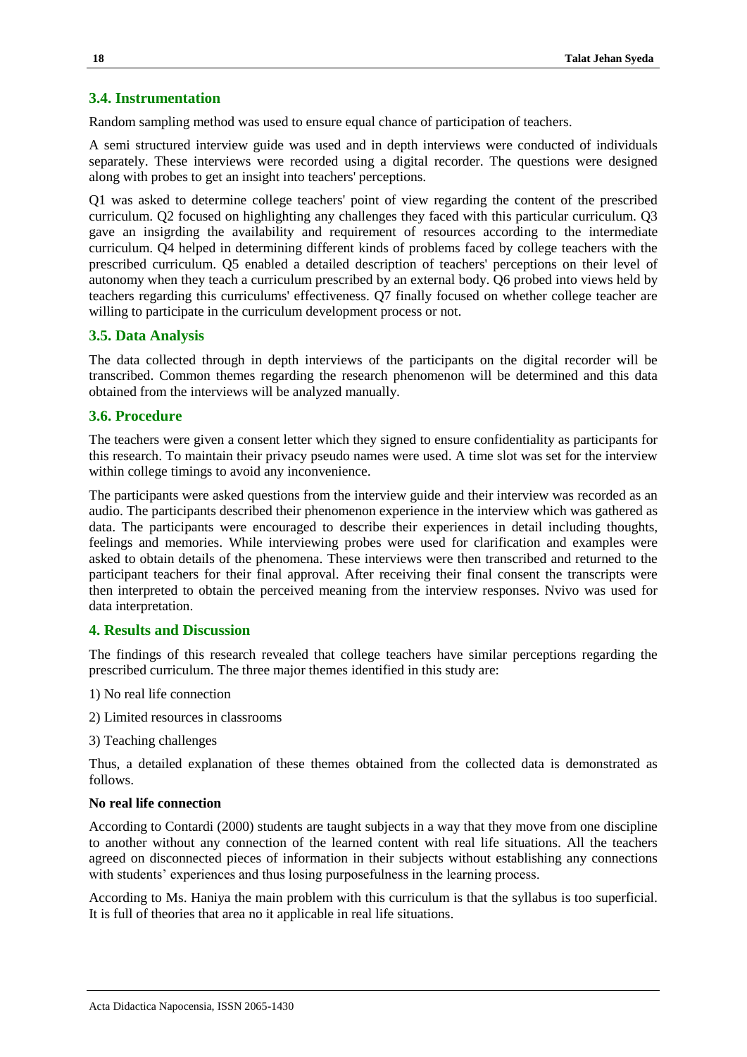### 3.4. Instrumentation

Random sampling method was used to ensure equal chance of participation of teachers.

A semi structured interview guide was used and in depth interviews were conducted of individuals separately. These interviews were recorded using a digital recorder. The questions were designed along with probes to get an insight into teachers' perceptions.

Q1 was asked to determine college teachers' point of view regarding the content of the prescribed curriculum. Q2 focused on highlighting any challenges they faced with this particular curriculum. Q3 gave an insigrding the availability and requirement of resources according to the intermediate curriculum. Q4 helped in determining different kinds of problems faced by college teachers with the prescribed curriculum. Q5 enabled a detailed description of teachers' perceptions on their level of autonomy when they teach a curriculum prescribed by an external body. Q6 probed into views held by teachers regarding this curriculums' effectiveness. Q7 finally focused on whether college teacher are willing to participate in the curriculum development process or not.

### 3.5. Data Analysis

The data collected through in depth interviews of the participants on the digital recorder will be transcribed. Common themes regarding the research phenomenon will be determined and this data obtained from the interviews will be analyzed manually.

### 3.6. Procedure

The teachers were given a consent letter which they signed to ensure confidentiality as participants for this research. To maintain their privacy pseudo names were used. A time slot was set for the interview within college timings to avoid any inconvenience.

The participants were asked questions from the interview guide and their interview was recorded as an audio. The participants described their phenomenon experience in the interview which was gathered as data. The participants were encouraged to describe their experiences in detail including thoughts, feelings and memories. While interviewing probes were used for clarification and examples were asked to obtain details of the phenomena. These interviews were then transcribed and returned to the participant teachers for their final approval. After receiving their final consent the transcripts were then interpreted to obtain the perceived meaning from the interview responses. Nvivo was used for data interpretation.

## 4. Results and Discussion

The findings of this research revealed that college teachers have similar perceptions regarding the prescribed curriculum. The three major themes identified in this study are:

1) No real life connection

2) Limited resources in classrooms

3) Teaching challenges

Thus, a detailed explanation of these themes obtained from the collected data is demonstrated as follows.

**No real life connection**

According to Contardi (2000) students are taught subjects in a way that they move from one discipline to another without any connection of the learned content with real life situations. All the teachers agreed on disconnected pieces of information in their subjects without establishing any connections with students' experiences and thus losing purposefulness in the learning process.

According to Ms. Haniya the main problem with this curriculum is that the syllabus is too superficial. It is full of theories that area no it applicable in real life situations.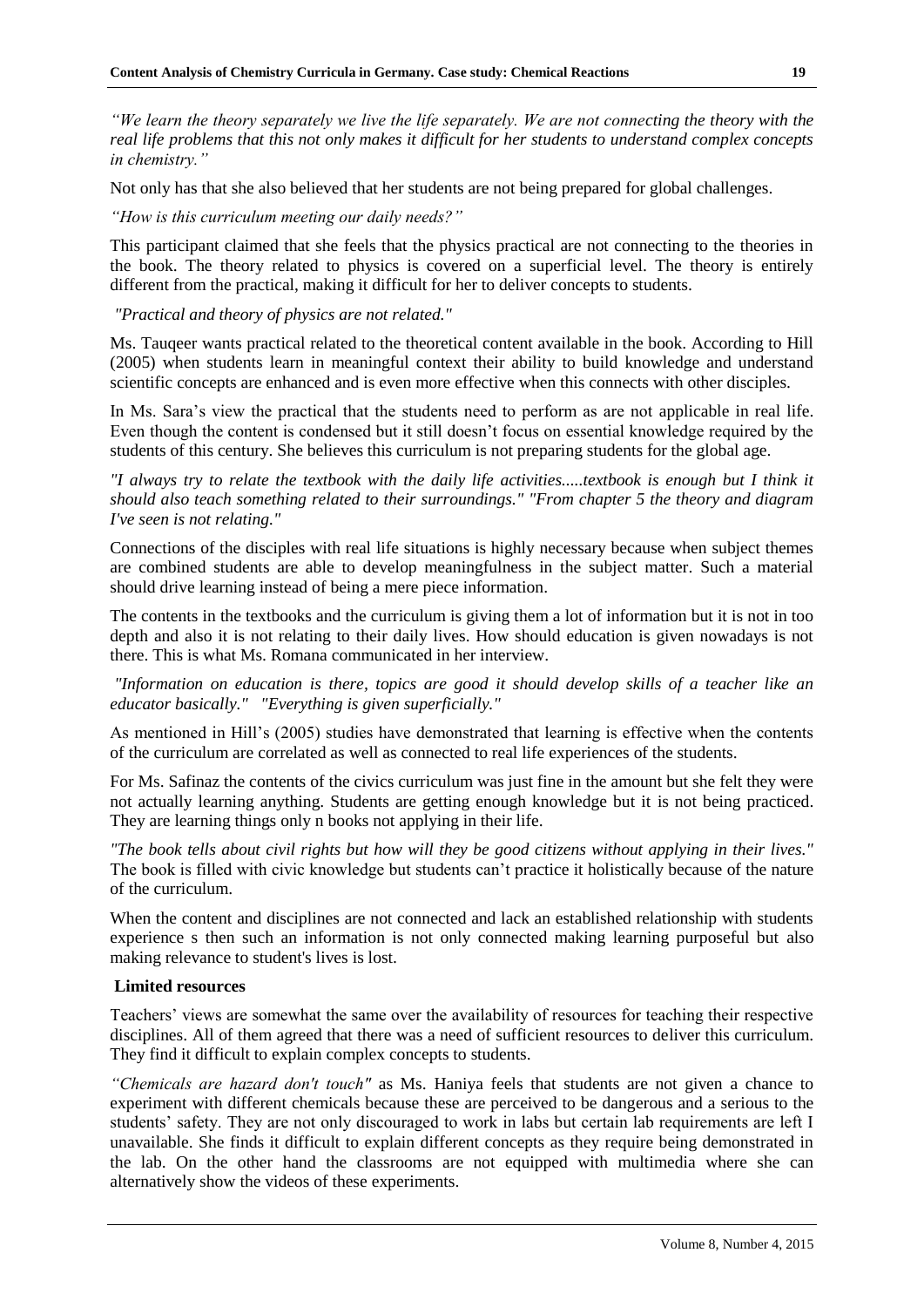*"We learn the theory separately we live the life separately. We are not connecting the theory with the real life problems that this not only makes it difficult for her students to understand complex concepts in chemistry."*

Not only has that she also believed that her students are not being prepared for global challenges.

*"How is this curriculum meeting our daily needs?"*

This participant claimed that she feels that the physics practical are not connecting to the theories in the book. The theory related to physics is covered on a superficial level. The theory is entirely different from the practical, making it difficult for her to deliver concepts to students.

*"Practical and theory of physics are not related."*

Ms. Tauqeer wants practical related to the theoretical content available in the book. According to Hill (2005) when students learn in meaningful context their ability to build knowledge and understand scientific concepts are enhanced and is even more effective when this connects with other disciples.

In Ms. Sara's view the practical that the students need to perform as are not applicable in real life. Even though the content is condensed but it still doesn't focus on essential knowledge required by the students of this century. She believes this curriculum is not preparing students for the global age.

*"I always try to relate the textbook with the daily life activities.....textbook is enough but I think it should also teach something related to their surroundings." "From chapter 5 the theory and diagram I've seen is not relating."*

Connections of the disciples with real life situations is highly necessary because when subject themes are combined students are able to develop meaningfulness in the subject matter. Such a material should drive learning instead of being a mere piece information.

The contents in the textbooks and the curriculum is giving them a lot of information but it is not in too depth and also it is not relating to their daily lives. How should education is given nowadays is not there. This is what Ms. Romana communicated in her interview.

*"Information on education is there, topics are good it should develop skills of a teacher like an educator basically." "Everything is given superficially."*

As mentioned in Hill's (2005) studies have demonstrated that learning is effective when the contents of the curriculum are correlated as well as connected to real life experiences of the students.

For Ms. Safinaz the contents of the civics curriculum was just fine in the amount but she felt they were not actually learning anything. Students are getting enough knowledge but it is not being practiced. They are learning things only n books not applying in their life.

*"The book tells about civil rights but how will they be good citizens without applying in their lives."* The book is filled with civic knowledge but students can't practice it holistically because of the nature of the curriculum.

When the content and disciplines are not connected and lack an established relationship with students experience s then such an information is not only connected making learning purposeful but also making relevance to student's lives is lost.

**Limited resources**

Teachers' views are somewhat the same over the availability of resources for teaching their respective disciplines. All of them agreed that there was a need of sufficient resources to deliver this curriculum. They find it difficult to explain complex concepts to students.

*"Chemicals are hazard don't touch"* as Ms. Haniya feels that students are not given a chance to experiment with different chemicals because these are perceived to be dangerous and a serious to the students' safety. They are not only discouraged to work in labs but certain lab requirements are left I unavailable. She finds it difficult to explain different concepts as they require being demonstrated in the lab. On the other hand the classrooms are not equipped with multimedia where she can alternatively show the videos of these experiments.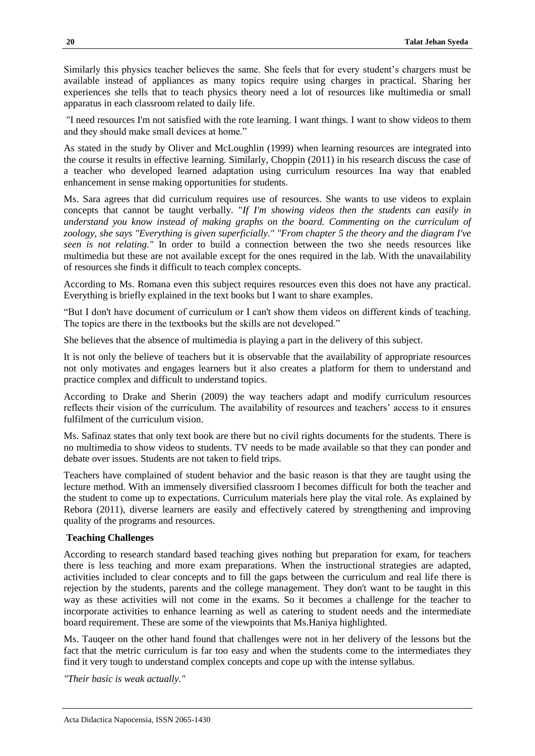Similarly this physics teacher believes the same. She feels that for every student's chargers must be available instead of appliances as many topics require using charges in practical. Sharing her experiences she tells that to teach physics theory need a lot of resources like multimedia or small apparatus in each classroom related to daily life.

"I need resources I'm not satisfied with the rote learning. I want things. I want to show videos to them and they should make small devices at home."

As stated in the study by Oliver and McLoughlin (1999) when learning resources are integrated into the course it results in effective learning. Similarly, Choppin (2011) in his research discuss the case of a teacher who developed learned adaptation using curriculum resources Ina way that enabled enhancement in sense making opportunities for students.

Ms. Sara agrees that did curriculum requires use of resources. She wants to use videos to explain concepts that cannot be taught verbally. "*If I'm showing videos then the students can easily in understand you know instead of making graphs on the board. Commenting on the curriculum of zoology, she says "Everything is given superficially." "From chapter 5 the theory and the diagram I've seen is not relating."* In order to build a connection between the two she needs resources like multimedia but these are not available except for the ones required in the lab. With the unavailability of resources she finds it difficult to teach complex concepts.

According to Ms. Romana even this subject requires resources even this does not have any practical. Everything is briefly explained in the text books but I want to share examples.

"But I don't have document of curriculum or I can't show them videos on different kinds of teaching. The topics are there in the textbooks but the skills are not developed."

She believes that the absence of multimedia is playing a part in the delivery of this subject.

It is not only the believe of teachers but it is observable that the availability of appropriate resources not only motivates and engages learners but it also creates a platform for them to understand and practice complex and difficult to understand topics.

According to Drake and Sherin (2009) the way teachers adapt and modify curriculum resources reflects their vision of the curriculum. The availability of resources and teachers' access to it ensures fulfilment of the curriculum vision.

Ms. Safinaz states that only text book are there but no civil rights documents for the students. There is no multimedia to show videos to students. TV needs to be made available so that they can ponder and debate over issues. Students are not taken to field trips.

Teachers have complained of student behavior and the basic reason is that they are taught using the lecture method. With an immensely diversified classroom I becomes difficult for both the teacher and the student to come up to expectations. Curriculum materials here play the vital role. As explained by Rebora (2011), diverse learners are easily and effectively catered by strengthening and improving quality of the programs and resources.

**Teaching Challenges**

According to research standard based teaching gives nothing but preparation for exam, for teachers there is less teaching and more exam preparations. When the instructional strategies are adapted, activities included to clear concepts and to fill the gaps between the curriculum and real life there is rejection by the students, parents and the college management. They don't want to be taught in this way as these activities will not come in the exams. So it becomes a challenge for the teacher to incorporate activities to enhance learning as well as catering to student needs and the intermediate board requirement. These are some of the viewpoints that Ms.Haniya highlighted.

Ms. Tauqeer on the other hand found that challenges were not in her delivery of the lessons but the fact that the metric curriculum is far too easy and when the students come to the intermediates they find it very tough to understand complex concepts and cope up with the intense syllabus.

*"Their basic is weak actually."*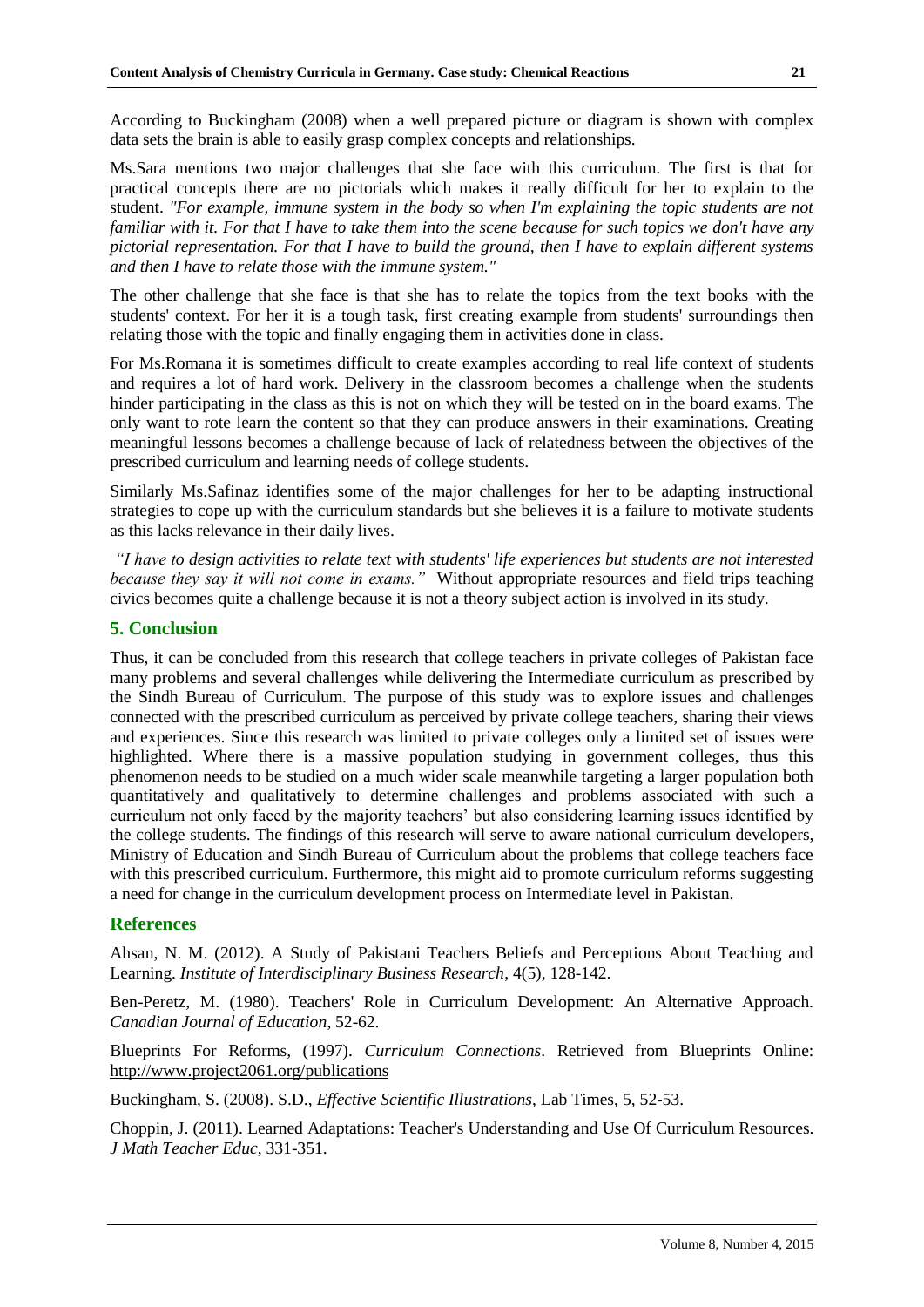According to Buckingham (2008) when a well prepared picture or diagram is shown with complex data sets the brain is able to easily grasp complex concepts and relationships.

Ms.Sara mentions two major challenges that she face with this curriculum. The first is that for practical concepts there are no pictorials which makes it really difficult for her to explain to the student. *"For example, immune system in the body so when I'm explaining the topic students are not familiar with it. For that I have to take them into the scene because for such topics we don't have any pictorial representation. For that I have to build the ground, then I have to explain different systems and then I have to relate those with the immune system."*

The other challenge that she face is that she has to relate the topics from the text books with the students' context. For her it is a tough task, first creating example from students' surroundings then relating those with the topic and finally engaging them in activities done in class.

For Ms.Romana it is sometimes difficult to create examples according to real life context of students and requires a lot of hard work. Delivery in the classroom becomes a challenge when the students hinder participating in the class as this is not on which they will be tested on in the board exams. The only want to rote learn the content so that they can produce answers in their examinations. Creating meaningful lessons becomes a challenge because of lack of relatedness between the objectives of the prescribed curriculum and learning needs of college students.

Similarly Ms.Safinaz identifies some of the major challenges for her to be adapting instructional strategies to cope up with the curriculum standards but she believes it is a failure to motivate students as this lacks relevance in their daily lives.

*"I have to design activities to relate text with students' life experiences but students are not interested because they say it will not come in exams."* Without appropriate resources and field trips teaching civics becomes quite a challenge because it is not a theory subject action is involved in its study.

## 5. Conclusion

Thus, it can be concluded from this research that college teachers in private colleges of Pakistan face many problems and several challenges while delivering the Intermediate curriculum as prescribed by the Sindh Bureau of Curriculum. The purpose of this study was to explore issues and challenges connected with the prescribed curriculum as perceived by private college teachers, sharing their views and experiences. Since this research was limited to private colleges only a limited set of issues were highlighted. Where there is a massive population studying in government colleges, thus this phenomenon needs to be studied on a much wider scale meanwhile targeting a larger population both quantitatively and qualitatively to determine challenges and problems associated with such a curriculum not only faced by the majority teachers' but also considering learning issues identified by the college students. The findings of this research will serve to aware national curriculum developers, Ministry of Education and Sindh Bureau of Curriculum about the problems that college teachers face with this prescribed curriculum. Furthermore, this might aid to promote curriculum reforms suggesting a need for change in the curriculum development process on Intermediate level in Pakistan.

## References

Ahsan, N. M. (2012). A Study of Pakistani Teachers Beliefs and Perceptions About Teaching and Learning. *Institute of Interdisciplinary Business Research*, 4(5), 128-142.

Ben-Peretz, M. (1980). Teachers' Role in Curriculum Development: An Alternative Approach. *Canadian Journal of Education*, 52-62.

Blueprints For Reforms, (1997). *Curriculum Connections*. Retrieved from Blueprints Online: http://www.project2061.org/publications

Buckingham, S. (2008). S.D., *Effective Scientific Illustrations*, Lab Times, 5, 52-53.

Choppin, J. (2011). Learned Adaptations: Teacher's Understanding and Use Of Curriculum Resources. *J Math Teacher Educ*, 331-351.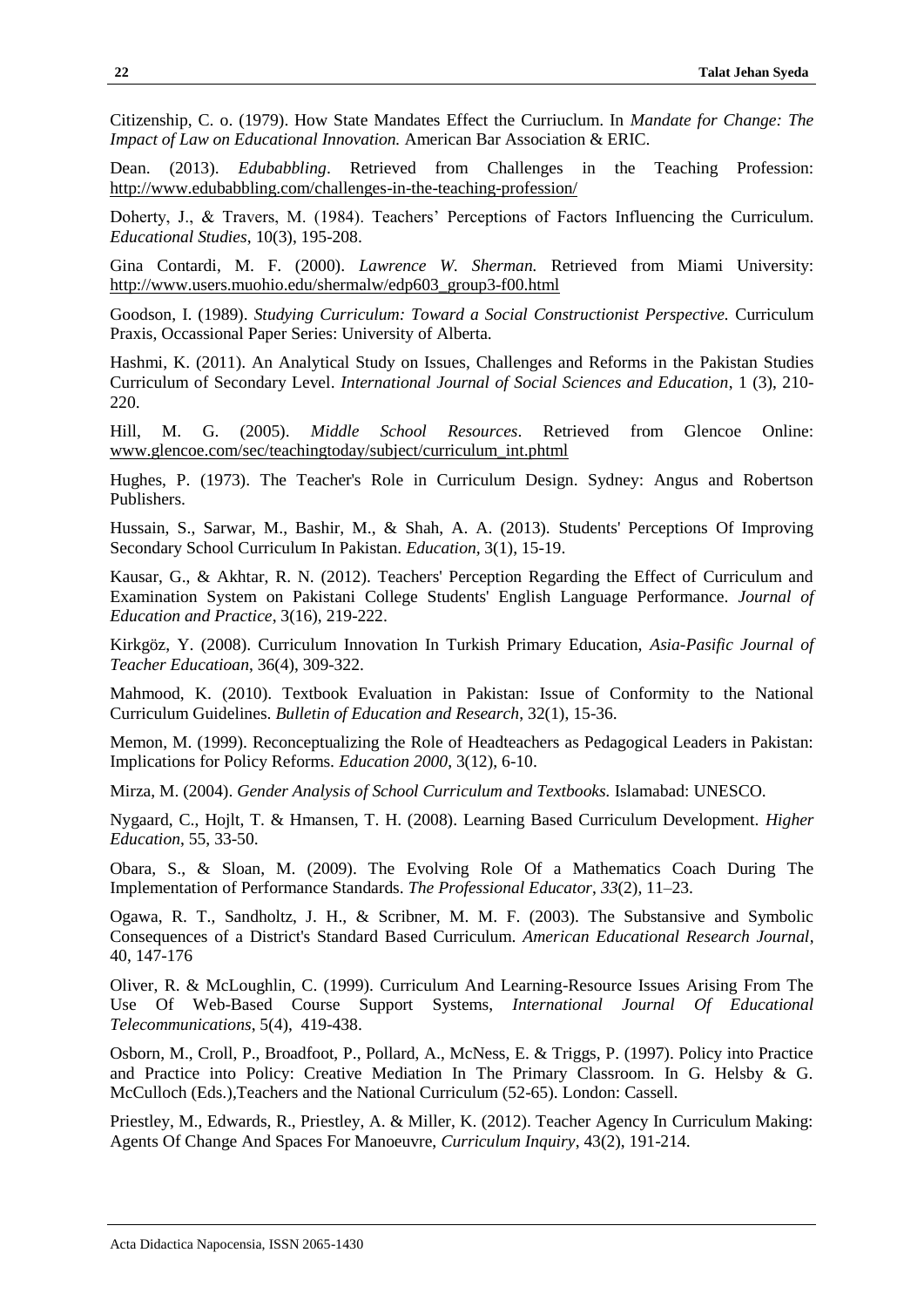Citizenship, C. o. (1979). How State Mandates Effect the Curriuclum. In *Mandate for Change: The Impact of Law on Educational Innovation.* American Bar Association & ERIC.

Dean. (2013). *Edubabbling*. Retrieved from Challenges in the Teaching Profession: http://www.edubabbling.com/challenges-in-the-teaching-profession/

Doherty, J., & Travers, M. (1984). Teachers' Perceptions of Factors Influencing the Curriculum. *Educational Studies*, 10(3), 195-208.

Gina Contardi, M. F. (2000). *Lawrence W. Sherman.* Retrieved from Miami University: http://www.users.muohio.edu/shermalw/edp603_group3-f00.html

Goodson, I. (1989). *Studying Curriculum: Toward a Social Constructionist Perspective.* Curriculum Praxis, Occassional Paper Series: University of Alberta.

Hashmi, K. (2011). An Analytical Study on Issues, Challenges and Reforms in the Pakistan Studies Curriculum of Secondary Level. *International Journal of Social Sciences and Education*, 1 (3), 210-220.

Hill, M. G. (2005). *Middle School Resources*. Retrieved from Glencoe Online: www.glencoe.com/sec/teachingtoday/subject/curriculum_int.phtml

Hughes, P. (1973). The Teacher's Role in Curriculum Design. Sydney: Angus and Robertson Publishers.

Hussain, S., Sarwar, M., Bashir, M., & Shah, A. A. (2013). Students' Perceptions Of Improving Secondary School Curriculum In Pakistan. *Education,* 3(1), 15-19.

Kausar, G., & Akhtar, R. N. (2012). Teachers' Perception Regarding the Effect of Curriculum and Examination System on Pakistani College Students' English Language Performance. *Journal of Education and Practice*, 3(16), 219-222.

Kirkgöz, Y. (2008). Curriculum Innovation In Turkish Primary Education, *Asia-Pasific Journal of Teacher Educatioan*, 36(4), 309-322.

Mahmood, K. (2010). Textbook Evaluation in Pakistan: Issue of Conformity to the National Curriculum Guidelines. *Bulletin of Education and Research*, 32(1), 15-36.

Memon, M. (1999). Reconceptualizing the Role of Headteachers as Pedagogical Leaders in Pakistan: Implications for Policy Reforms. *Education 2000*, 3(12), 6-10.

Mirza, M. (2004). *Gender Analysis of School Curriculum and Textbooks.* Islamabad: UNESCO.

Nygaard, C., Hojlt, T. & Hmansen, T. H. (2008). Learning Based Curriculum Development. *Higher Education*, 55, 33-50.

Obara, S., & Sloan, M. (2009). The Evolving Role Of a Mathematics Coach During The Implementation of Performance Standards. *The Professional Educator*, *33*(2), 11–23.

Ogawa, R. T., Sandholtz, J. H., & Scribner, M. M. F. (2003). The Substansive and Symbolic Consequences of a District's Standard Based Curriculum. *American Educational Research Journal*, 40, 147-176

Oliver, R. & McLoughlin, C. (1999). Curriculum And Learning-Resource Issues Arising From The Use Of Web-Based Course Support Systems, *International Journal Of Educational Telecommunications*, 5(4), 419-438.

Osborn, M., Croll, P., Broadfoot, P., Pollard, A., McNess, E. & Triggs, P. (1997). Policy into Practice and Practice into Policy: Creative Mediation In The Primary Classroom. In G. Helsby & G. McCulloch (Eds.),Teachers and the National Curriculum (52-65). London: Cassell.

Priestley, M., Edwards, R., Priestley, A. & Miller, K. (2012). Teacher Agency In Curriculum Making: Agents Of Change And Spaces For Manoeuvre, *Curriculum Inquiry*, 43(2), 191-214.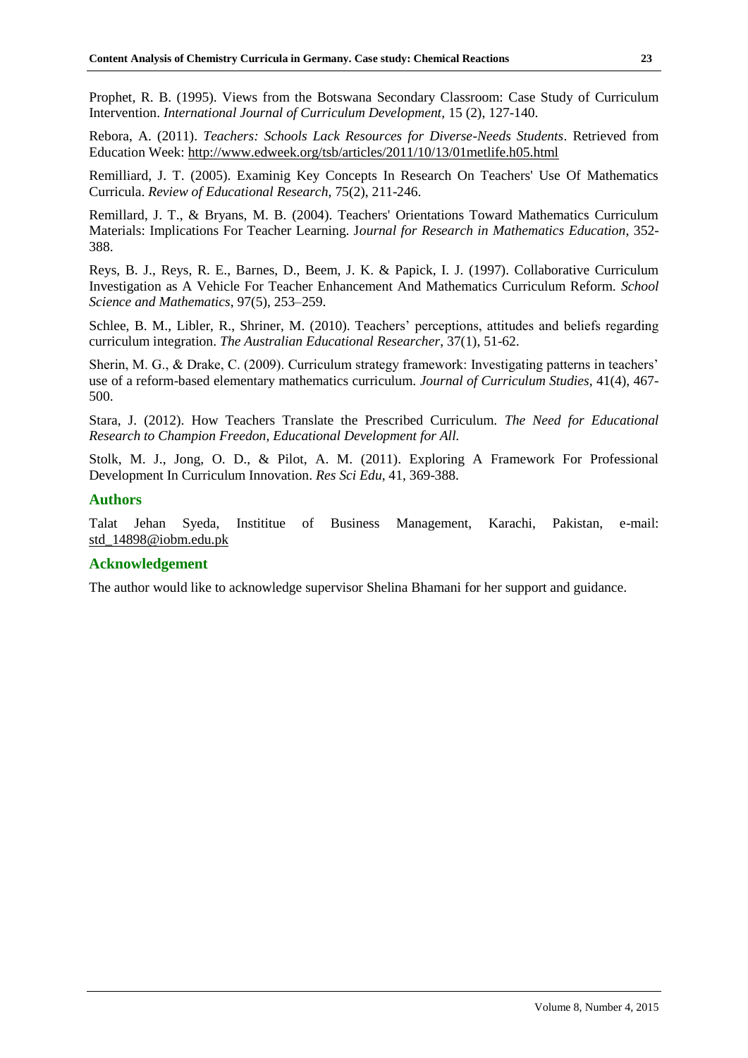Prophet, R. B. (1995). Views from the Botswana Secondary Classroom: Case Study of Curriculum Intervention. *International Journal of Curriculum Development*, 15 (2), 127-140.

Rebora, A. (2011). *Teachers: Schools Lack Resources for Diverse-Needs Students*. Retrieved from Education Week: http://www.edweek.org/tsb/articles/2011/10/13/01metlife.h05.html

Remilliard, J. T. (2005). Examinig Key Concepts In Research On Teachers' Use Of Mathematics Curricula. *Review of Educational Research*, 75(2), 211-246.

Remillard, J. T., & Bryans, M. B. (2004). Teachers' Orientations Toward Mathematics Curriculum Materials: Implications For Teacher Learning. J*ournal for Research in Mathematics Education*, 352-388.

Reys, B. J., Reys, R. E., Barnes, D., Beem, J. K. & Papick, I. J. (1997). Collaborative Curriculum Investigation as A Vehicle For Teacher Enhancement And Mathematics Curriculum Reform. *School Science and Mathematics*, 97(5), 253–259.

Schlee, B. M., Libler, R., Shriner, M. (2010). Teachers' perceptions, attitudes and beliefs regarding curriculum integration. *The Australian Educational Researcher*, 37(1), 51-62.

Sherin, M. G., & Drake, C. (2009). Curriculum strategy framework: Investigating patterns in teachers' use of a reform-based elementary mathematics curriculum. *Journal of Curriculum Studies*, 41(4), 467-500.

Stara, J. (2012). How Teachers Translate the Prescribed Curriculum. *The Need for Educational Research to Champion Freedon, Educational Development for All.*

Stolk, M. J., Jong, O. D., & Pilot, A. M. (2011). Exploring A Framework For Professional Development In Curriculum Innovation. *Res Sci Edu*, 41, 369-388.

## Authors

Talat Jehan Syeda, Instititue of Business Management, Karachi, Pakistan, e-mail: std_14898@iobm.edu.pk

## Acknowledgement

The author would like to acknowledge supervisor Shelina Bhamani for her support and guidance.